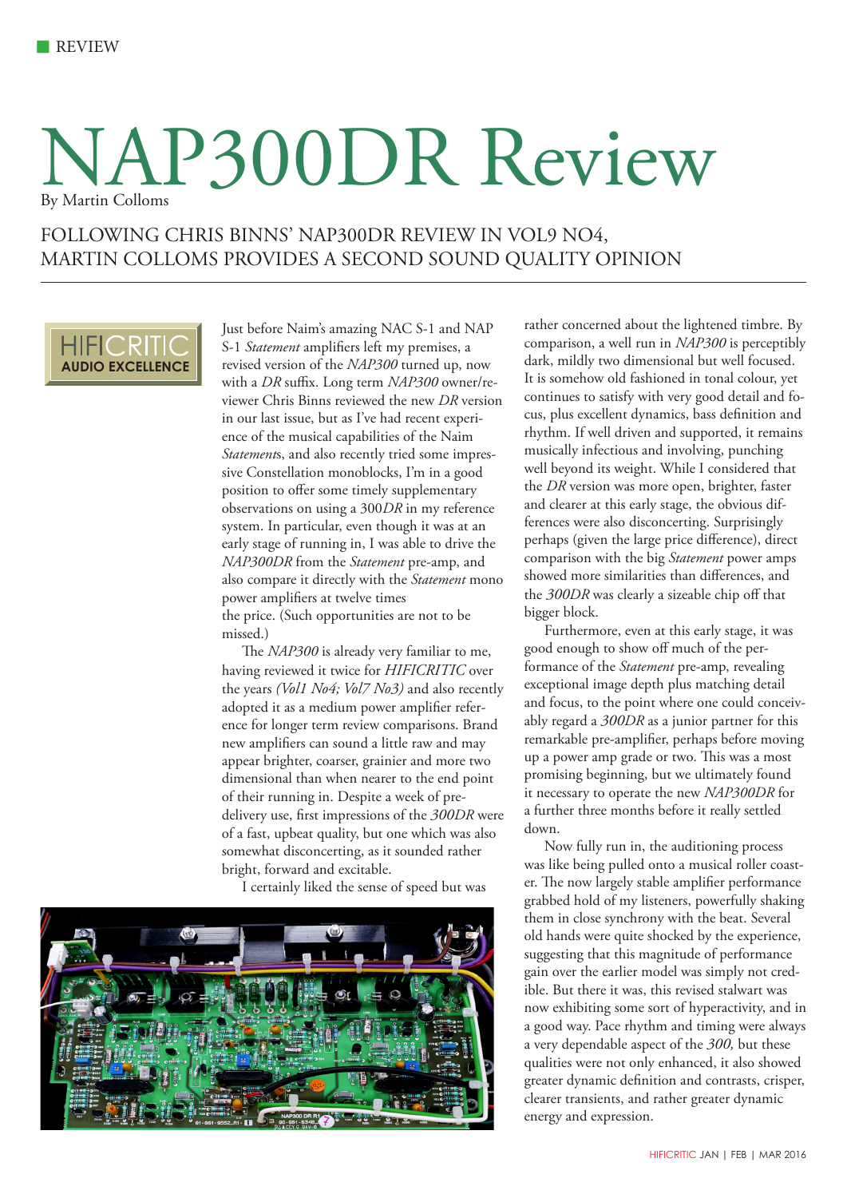# NAP300DR Review

By Martin Colloms

## FOLLOWING CHRIS BINNS' NAP300DR REVIEW IN VOL9 NO4, MARTIN COLLOMS PROVIDES A SECOND SOUND QUALITY OPINION

HIFICRITIC AUDIO EXCELLENCE

Just before Naim's amazing NAC S-1 and NAP S-1 *Statement* amplifiers left my premises, a revised version of the *NAP300* turned up, now with a *DR* suffix. Long term *NAP300* owner/reviewer Chris Binns reviewed the new *DR* version in our last issue, but as I've had recent experience of the musical capabilities of the Naim *Statement*s, and also recently tried some impressive Constellation monoblocks, I'm in a good position to offer some timely supplementary observations on using a 300*DR* in my reference system. In particular, even though it was at an early stage of running in, I was able to drive the *NAP300DR* from the *Statement* pre-amp, and also compare it directly with the *Statement* mono power amplifiers at twelve times the price. (Such opportunities are not to be missed.)

The *NAP300* is already very familiar to me, having reviewed it twice for *HIFICRITIC* over the years *(Vol1 No4; Vol7 No3)* and also recently adopted it as a medium power amplifier reference for longer term review comparisons. Brand new amplifiers can sound a little raw and may appear brighter, coarser, grainier and more two dimensional than when nearer to the end point of their running in. Despite a week of pre-delivery use, first impressions of the *300DR* were of a fast, upbeat quality, but one which was also somewhat disconcerting, as it sounded rather bright, forward and excitable.

I certainly liked the sense of speed but was rather concerned about the lightened timbre. By comparison, a well run in *NAP300* is perceptibly dark, mildly two dimensional but well focused. It is somehow old fashioned in tonal colour, yet continues to satisfy with very good detail and focus, plus excellent dynamics, bass definition and rhythm. If well driven and supported, it remains musically infectious and involving, punching well beyond its weight. While I considered that the *DR* version was more open, brighter, faster and clearer at this early stage, the obvious differences were also disconcerting. Surprisingly perhaps (given the large price difference), direct comparison with the big *Statement* power amps showed more similarities than differences, and the *300DR* was clearly a sizeable chip off that bigger block.

Furthermore, even at this early stage, it was good enough to show off much of the performance of the *Statement* pre-amp, revealing exceptional image depth plus matching detail and focus, to the point where one could conceivably regard a *300DR* as a junior partner for this remarkable pre-amplifier, perhaps before moving up a power amp grade or two. This was a most promising beginning, but we ultimately found it necessary to operate the new *NAP300DR* for a further three months before it really settled down.

Now fully run in, the auditioning process was like being pulled onto a musical roller coaster. The now largely stable amplifier performance grabbed hold of my listeners, powerfully shaking them in close synchrony with the beat. Several old hands were quite shocked by the experience, suggesting that this magnitude of performance gain over the earlier model was simply not credible. But there it was, this revised stalwart was now exhibiting some sort of hyperactivity, and in a good way. Pace rhythm and timing were always a very dependable aspect of the *300,* but these qualities were not only enhanced, it also showed greater dynamic definition and contrasts, crisper, clearer transients, and rather greater dynamic energy and expression.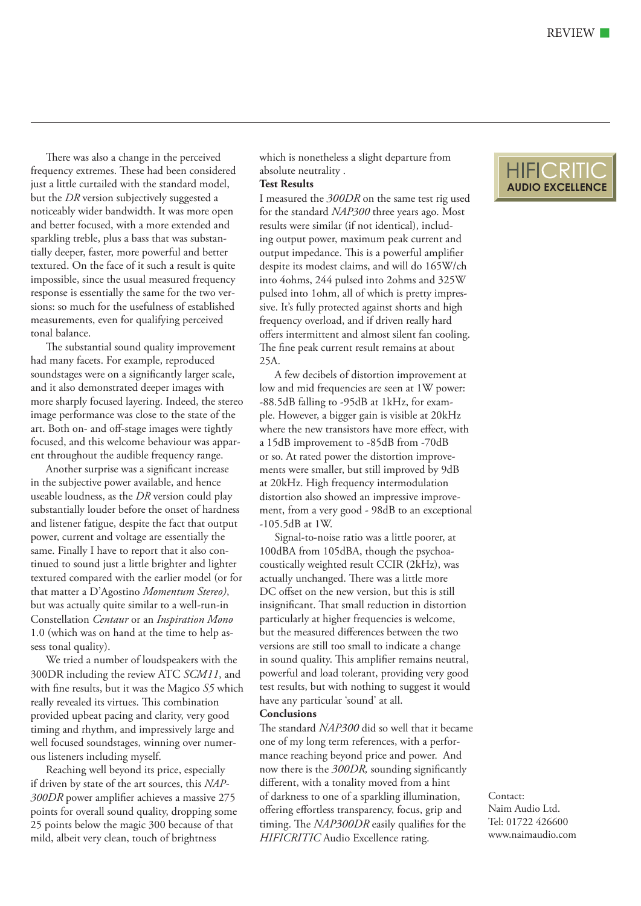There was also a change in the perceived frequency extremes. These had been considered just a little curtailed with the standard model, but the *DR* version subjectively suggested a noticeably wider bandwidth. It was more open and better focused, with a more extended and sparkling treble, plus a bass that was substantially deeper, faster, more powerful and better textured. On the face of it such a result is quite impossible, since the usual measured frequency response is essentially the same for the two versions: so much for the usefulness of established measurements, even for qualifying perceived tonal balance.

The substantial sound quality improvement had many facets. For example, reproduced soundstages were on a significantly larger scale, and it also demonstrated deeper images with more sharply focused layering. Indeed, the stereo image performance was close to the state of the art. Both on- and off-stage images were tightly focused, and this welcome behaviour was apparent throughout the audible frequency range.

Another surprise was a significant increase in the subjective power available, and hence useable loudness, as the *DR* version could play substantially louder before the onset of hardness and listener fatigue, despite the fact that output power, current and voltage are essentially the same. Finally I have to report that it also continued to sound just a little brighter and lighter textured compared with the earlier model (or for that matter a D'Agostino *Momentum Stereo)*, but was actually quite similar to a well-run-in Constellation *Centaur* or an *Inspiration Mono* 1.0 (which was on hand at the time to help assess tonal quality).

We tried a number of loudspeakers with the 300DR including the review ATC *SCM11*, and with fine results, but it was the Magico *S5* which really revealed its virtues. This combination provided upbeat pacing and clarity, very good timing and rhythm, and impressively large and well focused soundstages, winning over numerous listeners including myself.

Reaching well beyond its price, especially if driven by state of the art sources, this *NAP-300DR* power amplifier achieves a massive 275 points for overall sound quality, dropping some 25 points below the magic 300 because of that mild, albeit very clean, touch of brightness which is nonetheless a slight departure from absolute neutrality .

**Test Results**

I measured the *300DR* on the same test rig used for the standard *NAP300* three years ago. Most results were similar (if not identical), including output power, maximum peak current and output impedance. This is a powerful amplifier despite its modest claims, and will do 165W/ch into 4ohms, 244 pulsed into 2ohms and 325W pulsed into 1ohm, all of which is pretty impressive. It's fully protected against shorts and high frequency overload, and if driven really hard offers intermittent and almost silent fan cooling. The fine peak current result remains at about 25A.

A few decibels of distortion improvement at low and mid frequencies are seen at 1W power: -88.5dB falling to -95dB at 1kHz, for example. However, a bigger gain is visible at 20kHz where the new transistors have more effect, with a 15dB improvement to -85dB from -70dB or so. At rated power the distortion improvements were smaller, but still improved by 9dB at 20kHz. High frequency intermodulation distortion also showed an impressive improvement, from a very good - 98dB to an exceptional -105.5dB at 1W.

Signal-to-noise ratio was a little poorer, at 100dBA from 105dBA, though the psychoacoustically weighted result CCIR (2kHz), was actually unchanged. There was a little more DC offset on the new version, but this is still insignificant. That small reduction in distortion particularly at higher frequencies is welcome, but the measured differences between the two versions are still too small to indicate a change in sound quality. This amplifier remains neutral, powerful and load tolerant, providing very good test results, but with nothing to suggest it would have any particular 'sound' at all.

**Conclusions**

The standard *NAP300* did so well that it became one of my long term references, with a performance reaching beyond price and power. And now there is the *300DR,* sounding significantly different, with a tonality moved from a hint of darkness to one of a sparkling illumination, offering effortless transparency, focus, grip and timing. The *NAP300DR* easily qualifies for the *HIFICRITIC* Audio Excellence rating.

HIFICRITIC
AUDIO EXCELLENCE

Contact:
Naim Audio Ltd.
Tel: 01722 426600
www.naimaudio.com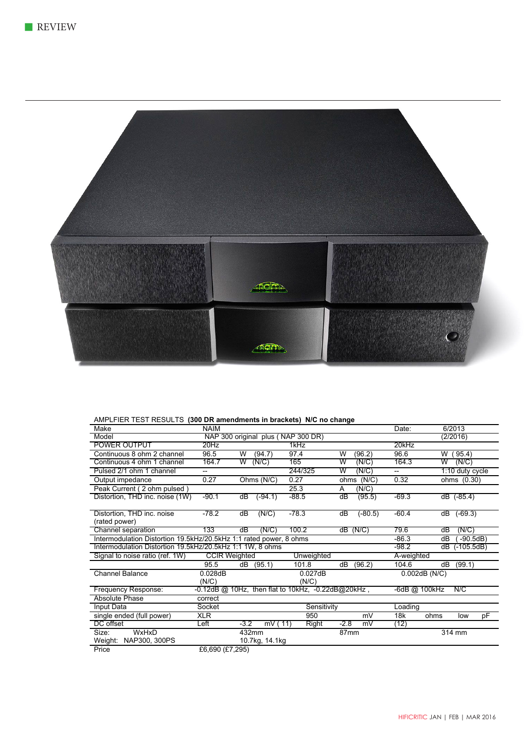AMPLFIER TEST RESULTS **(300 DR amendments in brackets) N/C no change**

| Make | NAIM | | | | | | Date: | 6/2013 |
|---|---|---|---|---|---|---|---|---|
| Model | NAP 300 original plus ( NAP 300 DR) | | | | | | | (2/2016) |
| POWER OUTPUT | 20Hz | | | 1kHz | | | 20kHz | |
| Continuous 8 ohm 2 channel | 96.5 | W | (94.7) | 97.4 | W | (96.2) | 96.6 | W ( 95.4) |
| Continuous 4 ohm 1 channel | 164.7 | W | (N/C) | 165 | W | (N/C) | 164.3 | W (N/C) |
| Pulsed 2/1 ohm 1 channel | -- | | | 244/325 | W | (N/C) | -- | 1:10 duty cycle |
| Output impedance | 0.27 | Ohms (N/C) | | 0.27 | ohms | (N/C) | 0.32 | ohms (0.30) |
| Peak Current ( 2 ohm pulsed ) | | | | 25.3 | A | (N/C) | | |
| Distortion, THD inc. noise (1W) | -90.1 | dB | (-94.1) | -88.5 | dB | (95.5) | -69.3 | dB (-85.4) |
| Distortion, THD inc. noise (rated power) | -78.2 | dB | (N/C) | -78.3 | dB | (-80.5) | -60.4 | dB (-69.3) |
| Channel separation | 133 | dB | (N/C) | 100.2 | dB (N/C) | | 79.6 | dB (N/C) |
| Intermodulation Distortion 19.5kHz/20.5kHz 1:1 rated power, 8 ohms | | | | | | | -86.3 | dB ( -90.5dB) |
| Intermodulation Distortion 19.5kHz/20.5kHz 1:1 1W, 8 ohms | | | | | | | -98.2 | dB (-105.5dB) |
| Signal to noise ratio (ref. 1W) | CCIR Weighted | | | Unweighted | | | A-weighted | |
| | 95.5 | dB | (95.1) | 101.8 | dB | (96.2) | 104.6 | dB (99.1) |
| Channel Balance | 0.028dB (N/C) | | | 0.027dB (N/C) | | | 0.002dB (N/C) | |
| Frequency Response: | -0.12dB @ 10Hz, then flat to 10kHz, -0.22dB@20kHz , | | | | | | -6dB @ 100kHz | N/C |
| Absolute Phase | correct | | | | | | | |
| Input Data | Socket | | | Sensitivity | | | Loading | |
| single ended (full power) | XLR | | | 950 | | mV | 18k ohms | low pF |
| DC offset | Left | -3.2 | mV ( 11) | Right | -2.8 | mV | (12) | |
| Size: WxHxD | | 432mm | | | 87mm | | | 314 mm |
| Weight: NAP300, 300PS | | 10.7kg, 14.1kg | | | | | | |
| Price | £6,690 (£7,295) | | | | | | | |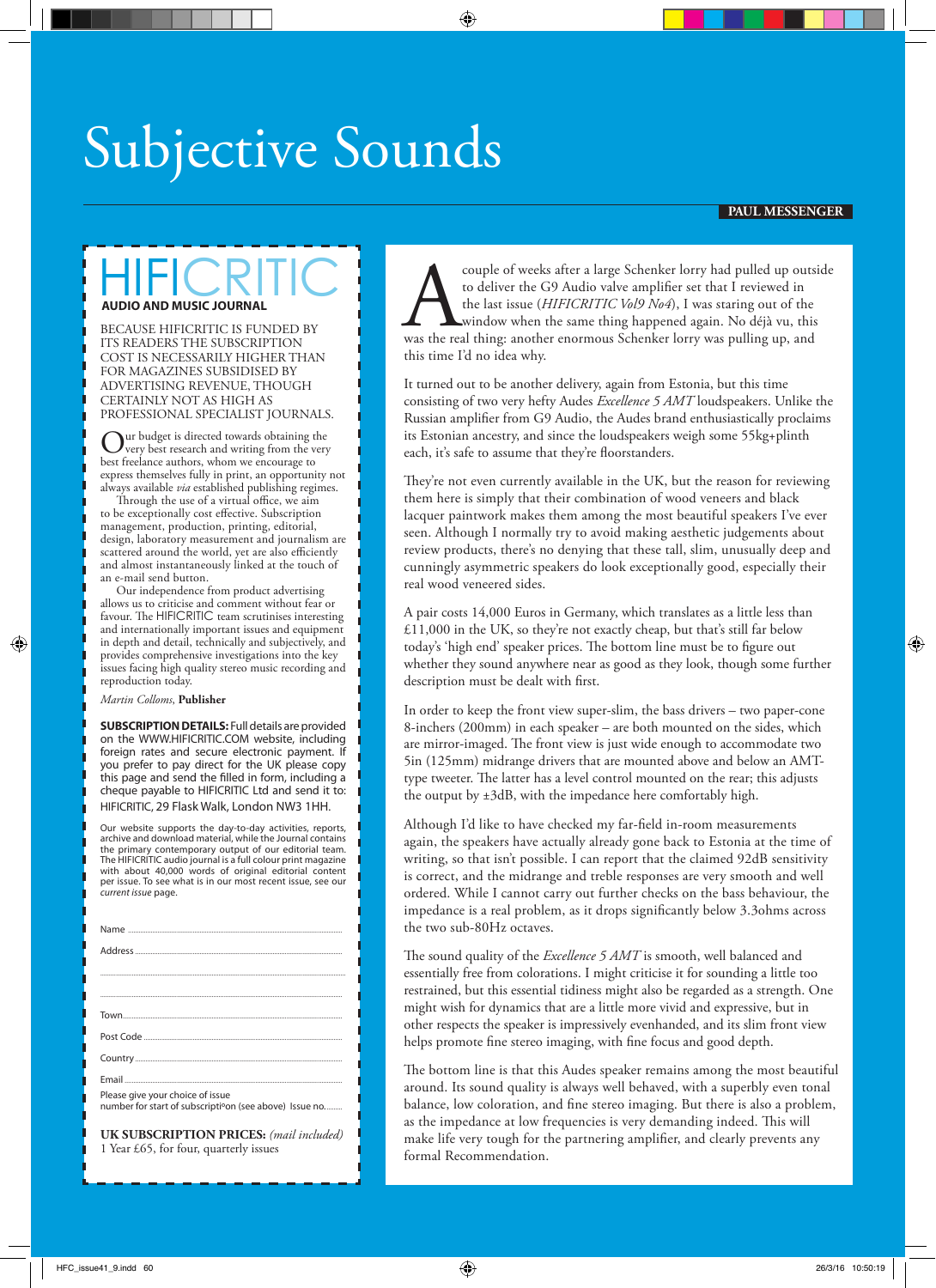# Subjective Sounds

**PAUL MESSENGER**

A couple of weeks after a large Schenker lorry had pulled up outside to deliver the G9 Audio valve amplifier set that I reviewed in the last issue (*HIFICRITIC Vol9 No4*), I was staring out of the window when the same thing happened again. No déjà vu, this was the real thing: another enormous Schenker lorry was pulling up, and this time I'd no idea why.

It turned out to be another delivery, again from Estonia, but this time consisting of two very hefty Audes *Excellence 5 AMT* loudspeakers. Unlike the Russian amplifier from G9 Audio, the Audes brand enthusiastically proclaims its Estonian ancestry, and since the loudspeakers weigh some 55kg+plinth each, it's safe to assume that they're floorstanders.

They're not even currently available in the UK, but the reason for reviewing them here is simply that their combination of wood veneers and black lacquer paintwork makes them among the most beautiful speakers I've ever seen. Although I normally try to avoid making aesthetic judgements about review products, there's no denying that these tall, slim, unusually deep and cunningly asymmetric speakers do look exceptionally good, especially their real wood veneered sides.

A pair costs 14,000 Euros in Germany, which translates as a little less than £11,000 in the UK, so they're not exactly cheap, but that's still far below today's 'high end' speaker prices. The bottom line must be to figure out whether they sound anywhere near as good as they look, though some further description must be dealt with first.

In order to keep the front view super-slim, the bass drivers – two paper-cone 8-inchers (200mm) in each speaker – are both mounted on the sides, which are mirror-imaged. The front view is just wide enough to accommodate two 5in (125mm) midrange drivers that are mounted above and below an AMT-type tweeter. The latter has a level control mounted on the rear; this adjusts the output by ±3dB, with the impedance here comfortably high.

Although I'd like to have checked my far-field in-room measurements again, the speakers have actually already gone back to Estonia at the time of writing, so that isn't possible. I can report that the claimed 92dB sensitivity is correct, and the midrange and treble responses are very smooth and well ordered. While I cannot carry out further checks on the bass behaviour, the impedance is a real problem, as it drops significantly below 3.3ohms across the two sub-80Hz octaves.

The sound quality of the *Excellence 5 AMT* is smooth, well balanced and essentially free from colorations. I might criticise it for sounding a little too restrained, but this essential tidiness might also be regarded as a strength. One might wish for dynamics that are a little more vivid and expressive, but in other respects the speaker is impressively evenhanded, and its slim front view helps promote fine stereo imaging, with fine focus and good depth.

The bottom line is that this Audes speaker remains among the most beautiful around. Its sound quality is always well behaved, with a superbly even tonal balance, low coloration, and fine stereo imaging. But there is also a problem, as the impedance at low frequencies is very demanding indeed. This will make life very tough for the partnering amplifier, and clearly prevents any formal Recommendation.

---

## HIFICRITIC
**AUDIO AND MUSIC JOURNAL**

BECAUSE HIFICRITIC IS FUNDED BY ITS READERS THE SUBSCRIPTION COST IS NECESSARILY HIGHER THAN FOR MAGAZINES SUBSIDISED BY ADVERTISING REVENUE, THOUGH CERTAINLY NOT AS HIGH AS PROFESSIONAL SPECIALIST JOURNALS.

Our budget is directed towards obtaining the very best research and writing from the very best freelance authors, whom we encourage to express themselves fully in print, an opportunity not always available *via* established publishing regimes.

Through the use of a virtual office, we aim to be exceptionally cost effective. Subscription management, production, printing, editorial, design, laboratory measurement and journalism are scattered around the world, yet are also efficiently and almost instantaneously linked at the touch of an e-mail send button.

Our independence from product advertising allows us to criticise and comment without fear or favour. The HIFICRITIC team scrutinises interesting and internationally important issues and equipment in depth and detail, technically and subjectively, and provides comprehensive investigations into the key issues facing high quality stereo music recording and reproduction today.

*Martin Colloms*, **Publisher**

**SUBSCRIPTION DETAILS:** Full details are provided on the WWW.HIFICRITIC.COM website, including foreign rates and secure electronic payment. If you prefer to pay direct for the UK please copy this page and send the filled in form, including a cheque payable to HIFICRITIC Ltd and send it to: HIFICRITIC, 29 Flask Walk, London NW3 1HH.

Our website supports the day-to-day activities, reports, archive and download material, while the Journal contains the primary contemporary output of our editorial team. The HIFICRITIC audio journal is a full colour print magazine with about 40,000 words of original editorial content per issue. To see what is in our most recent issue, see our *current issue* page.

Name ........................................

Address ........................................

........................................

........................................

Town........................................

Post Code ........................................

Country ........................................

Email ........................................

Please give your choice of issue number for start of subscription (see above) Issue no.........

**UK SUBSCRIPTION PRICES:** *(mail included)*
1 Year £65, for four, quarterly issues